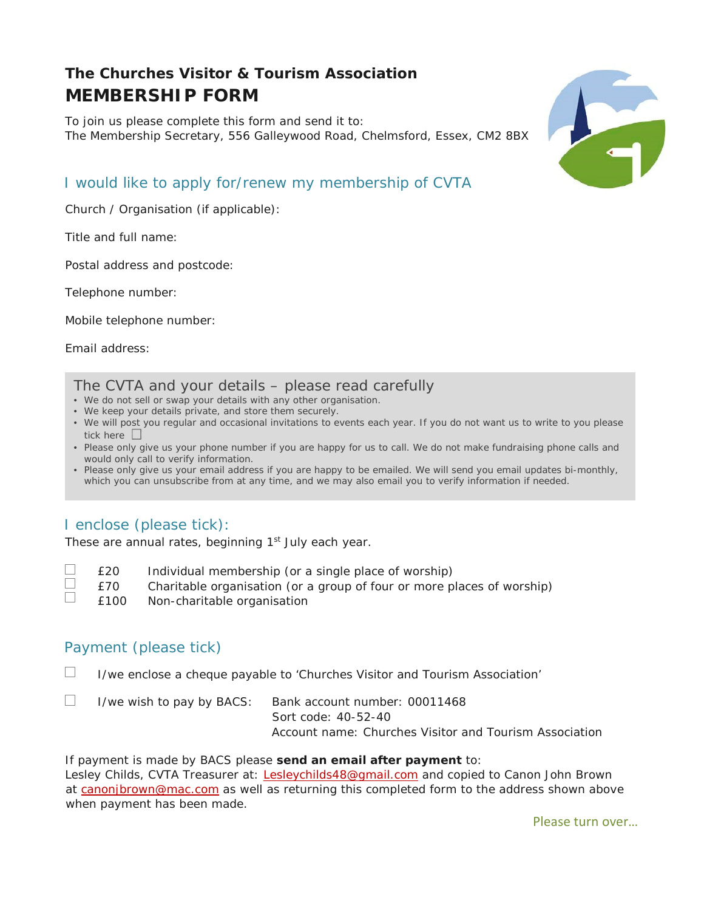# The Churches Visitor & Tourism Association

# MEMBERSHIP FORM

To join us please complete this form and send it to:
The Membership Secretary, 556 Galleywood Road, Chelmsford, Essex, CM2 8BX

## I would like to apply for/renew my membership of CVTA

Church / Organisation (if applicable):

Title and full name:

Postal address and postcode:

Telephone number:

Mobile telephone number:

Email address:

### The CVTA and your details – please read carefully

- We do not sell or swap your details with any other organisation.
- We keep your details private, and store them securely.
- We will post you regular and occasional invitations to events each year. If you do not want us to write to you please tick here ☐
- Please only give us your phone number if you are happy for us to call. We do not make fundraising phone calls and would only call to verify information.
- Please only give us your email address if you are happy to be emailed. We will send you email updates bi-monthly, which you can unsubscribe from at any time, and we may also email you to verify information if needed.

## I enclose (please tick):

These are annual rates, beginning 1st July each year.

☐ £20 Individual membership (or a single place of worship)
☐ £70 Charitable organisation (or a group of four or more places of worship)
☐ £100 Non-charitable organisation

## Payment (please tick)

☐ I/we enclose a cheque payable to 'Churches Visitor and Tourism Association'

☐ I/we wish to pay by BACS: Bank account number: 00011468
Sort code: 40-52-40
Account name: Churches Visitor and Tourism Association

If payment is made by BACS please **send an email after payment** to:
Lesley Childs, CVTA Treasurer at: Lesleychilds48@gmail.com and copied to Canon John Brown at canonjbrown@mac.com as well as returning this completed form to the address shown above when payment has been made.

Please turn over...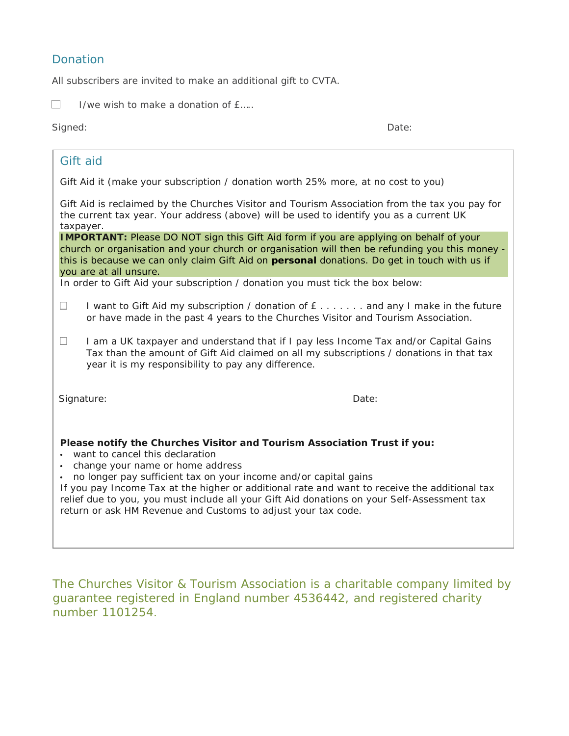## Donation

All subscribers are invited to make an additional gift to CVTA.

☐ I/we wish to make a donation of £…..

Signed: Date:

## Gift aid

Gift Aid it (make your subscription / donation worth 25% more, at no cost to you)

Gift Aid is reclaimed by the Churches Visitor and Tourism Association from the tax you pay for the current tax year. Your address (above) will be used to identify you as a current UK taxpayer.

**IMPORTANT:** Please DO NOT sign this Gift Aid form if you are applying on behalf of your church or organisation and your church or organisation will then be refunding you this money - this is because we can only claim Gift Aid on **personal** donations. Do get in touch with us if you are at all unsure.

In order to Gift Aid your subscription / donation you must tick the box below:

☐ I want to Gift Aid my subscription / donation of £ . . . . . . . and any I make in the future or have made in the past 4 years to the Churches Visitor and Tourism Association.

☐ I am a UK taxpayer and understand that if I pay less Income Tax and/or Capital Gains Tax than the amount of Gift Aid claimed on all my subscriptions / donations in that tax year it is my responsibility to pay any difference.

Signature: Date:

**Please notify the Churches Visitor and Tourism Association Trust if you:**

- want to cancel this declaration
- change your name or home address
- no longer pay sufficient tax on your income and/or capital gains

If you pay Income Tax at the higher or additional rate and want to receive the additional tax relief due to you, you must include all your Gift Aid donations on your Self-Assessment tax return or ask HM Revenue and Customs to adjust your tax code.

The Churches Visitor & Tourism Association is a charitable company limited by guarantee registered in England number 4536442, and registered charity number 1101254.